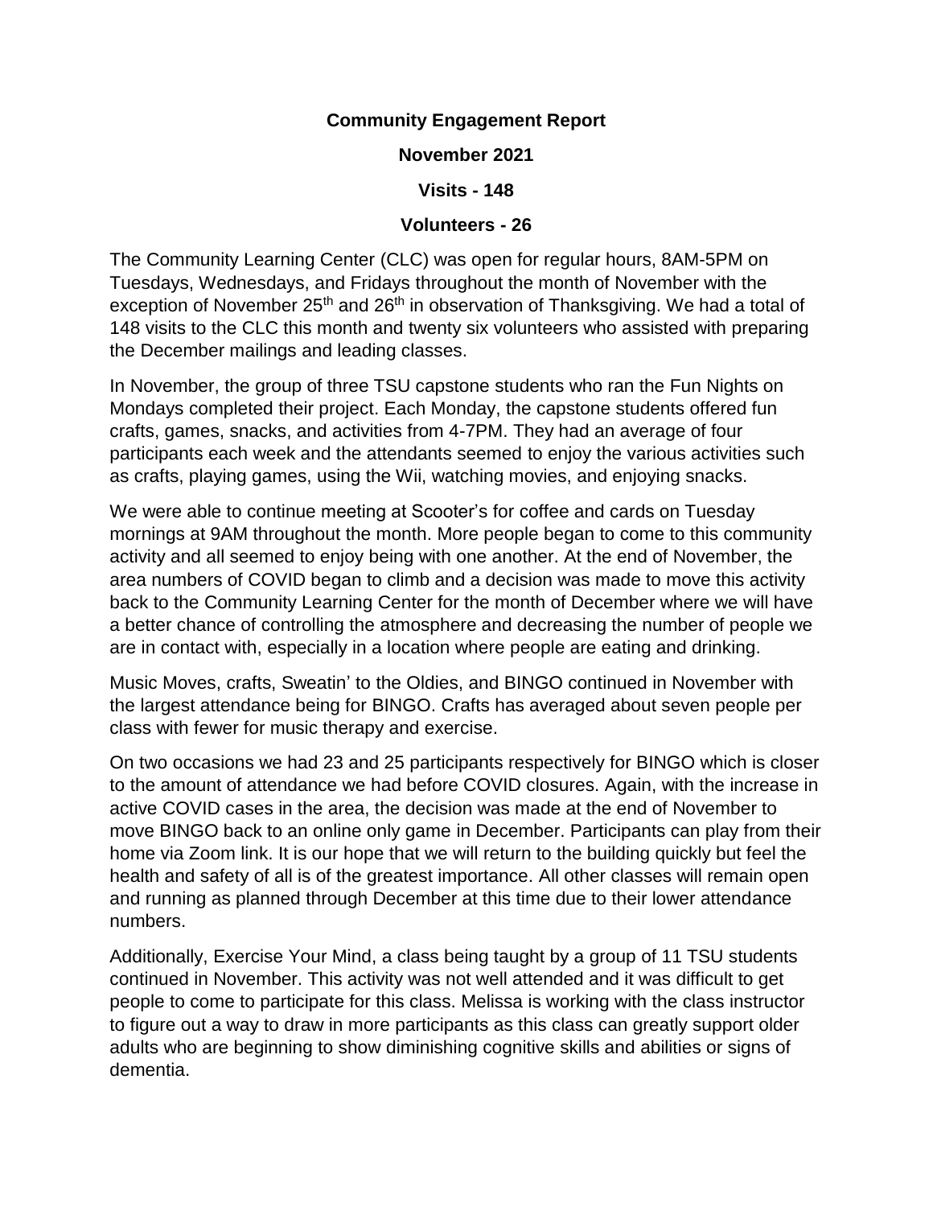**Community Engagement Report**

**November 2021**

**Visits - 148**

**Volunteers - 26**

The Community Learning Center (CLC) was open for regular hours, 8AM-5PM on Tuesdays, Wednesdays, and Fridays throughout the month of November with the exception of November 25th and 26th in observation of Thanksgiving. We had a total of 148 visits to the CLC this month and twenty six volunteers who assisted with preparing the December mailings and leading classes.

In November, the group of three TSU capstone students who ran the Fun Nights on Mondays completed their project. Each Monday, the capstone students offered fun crafts, games, snacks, and activities from 4-7PM. They had an average of four participants each week and the attendants seemed to enjoy the various activities such as crafts, playing games, using the Wii, watching movies, and enjoying snacks.

We were able to continue meeting at Scooter's for coffee and cards on Tuesday mornings at 9AM throughout the month. More people began to come to this community activity and all seemed to enjoy being with one another. At the end of November, the area numbers of COVID began to climb and a decision was made to move this activity back to the Community Learning Center for the month of December where we will have a better chance of controlling the atmosphere and decreasing the number of people we are in contact with, especially in a location where people are eating and drinking.

Music Moves, crafts, Sweatin' to the Oldies, and BINGO continued in November with the largest attendance being for BINGO. Crafts has averaged about seven people per class with fewer for music therapy and exercise.

On two occasions we had 23 and 25 participants respectively for BINGO which is closer to the amount of attendance we had before COVID closures. Again, with the increase in active COVID cases in the area, the decision was made at the end of November to move BINGO back to an online only game in December. Participants can play from their home via Zoom link. It is our hope that we will return to the building quickly but feel the health and safety of all is of the greatest importance. All other classes will remain open and running as planned through December at this time due to their lower attendance numbers.

Additionally, Exercise Your Mind, a class being taught by a group of 11 TSU students continued in November. This activity was not well attended and it was difficult to get people to come to participate for this class. Melissa is working with the class instructor to figure out a way to draw in more participants as this class can greatly support older adults who are beginning to show diminishing cognitive skills and abilities or signs of dementia.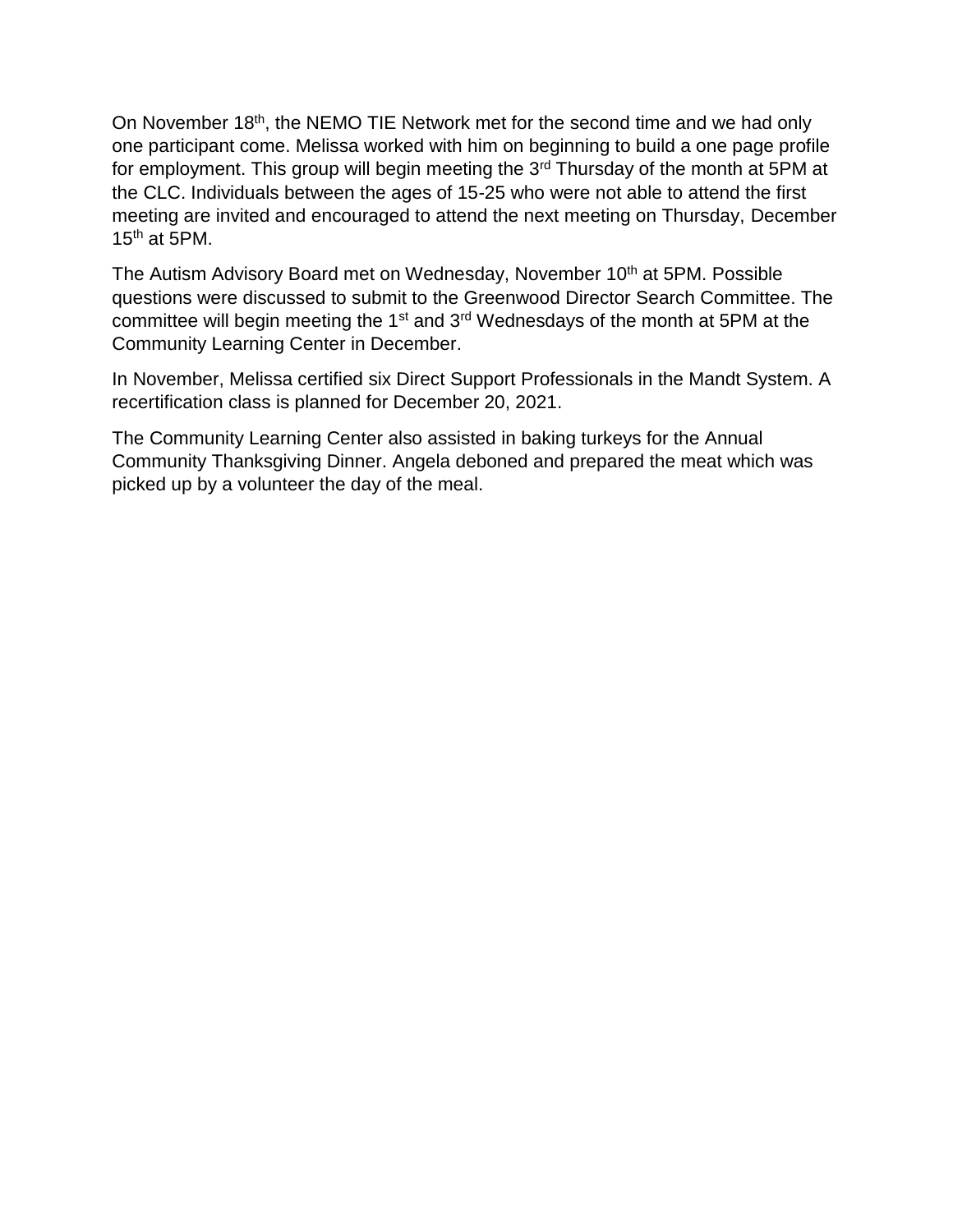On November 18th, the NEMO TIE Network met for the second time and we had only one participant come. Melissa worked with him on beginning to build a one page profile for employment. This group will begin meeting the 3rd Thursday of the month at 5PM at the CLC. Individuals between the ages of 15-25 who were not able to attend the first meeting are invited and encouraged to attend the next meeting on Thursday, December 15th at 5PM.

The Autism Advisory Board met on Wednesday, November 10th at 5PM. Possible questions were discussed to submit to the Greenwood Director Search Committee. The committee will begin meeting the 1st and 3rd Wednesdays of the month at 5PM at the Community Learning Center in December.

In November, Melissa certified six Direct Support Professionals in the Mandt System. A recertification class is planned for December 20, 2021.

The Community Learning Center also assisted in baking turkeys for the Annual Community Thanksgiving Dinner. Angela deboned and prepared the meat which was picked up by a volunteer the day of the meal.